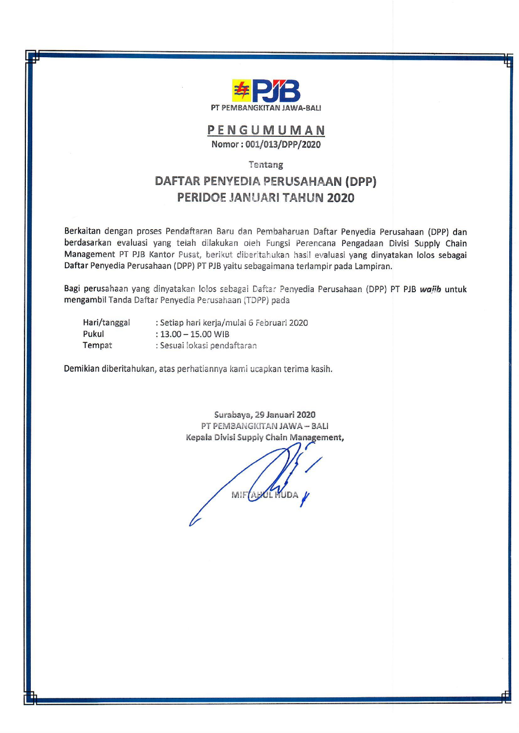PT PEMBANGKITAN JAWA-BALI

# PENGUMUMAN

**Nomor : 001/013/DPP/2020**

Tentang

## DAFTAR PENYEDIA PERUSAHAAN (DPP) PERIDOE JANUARI TAHUN 2020

Berkaitan dengan proses Pendaftaran Baru dan Pembaharuan Daftar Penyedia Perusahaan (DPP) dan berdasarkan evaluasi yang telah dilakukan oleh Fungsi Perencana Pengadaan Divisi Supply Chain Management PT PJB Kantor Pusat, berikut diberitahukan hasil evaluasi yang dinyatakan lolos sebagai Daftar Penyedia Perusahaan (DPP) PT PJB yaitu sebagaimana terlampir pada Lampiran.

Bagi perusahaan yang dinyatakan lolos sebagai Daftar Penyedia Perusahaan (DPP) PT PJB ***wajib*** untuk mengambil Tanda Daftar Penyedia Perusahaan (TDPP) pada

| | |
|---|---|
| Hari/tanggal | : Setiap hari kerja/mulai 6 Februari 2020 |
| Pukul | : 13.00 – 15.00 WIB |
| Tempat | : Sesuai lokasi pendaftaran |

Demikian diberitahukan, atas perhatiannya kami ucapkan terima kasih.

Surabaya, 29 Januari 2020
PT PEMBANGKITAN JAWA – BALI
Kepala Divisi Supply Chain Management,

MIFTAHUL HUDA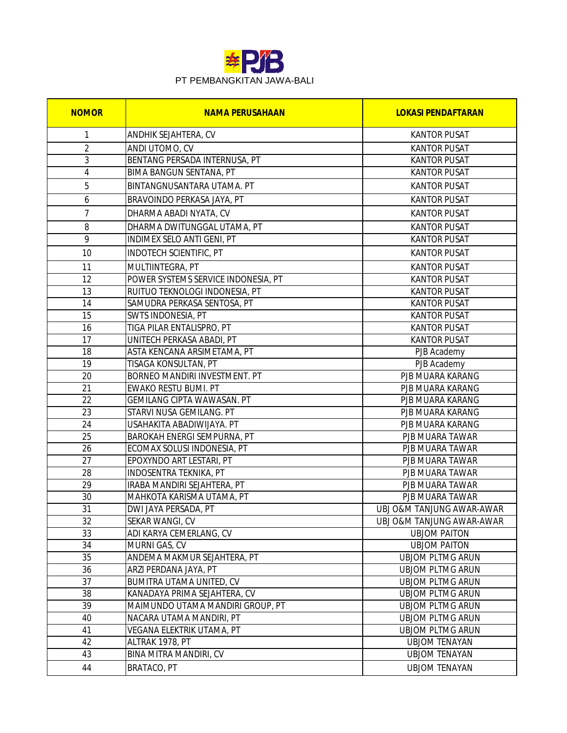PT PEMBANGKITAN JAWA-BALI

| NOMOR | NAMA PERUSAHAAN | LOKASI PENDAFTARAN |
|---|---|---|
| 1 | ANDHIK SEJAHTERA, CV | KANTOR PUSAT |
| 2 | ANDI UTOMO, CV | KANTOR PUSAT |
| 3 | BENTANG PERSADA INTERNUSA, PT | KANTOR PUSAT |
| 4 | BIMA BANGUN SENTANA, PT | KANTOR PUSAT |
| 5 | BINTANGNUSANTARA UTAMA. PT | KANTOR PUSAT |
| 6 | BRAVOINDO PERKASA JAYA, PT | KANTOR PUSAT |
| 7 | DHARMA ABADI NYATA, CV | KANTOR PUSAT |
| 8 | DHARMA DWITUNGGAL UTAMA, PT | KANTOR PUSAT |
| 9 | INDIMEX SELO ANTI GENI, PT | KANTOR PUSAT |
| 10 | INDOTECH SCIENTIFIC, PT | KANTOR PUSAT |
| 11 | MULTIINTEGRA, PT | KANTOR PUSAT |
| 12 | POWER SYSTEMS SERVICE INDONESIA, PT | KANTOR PUSAT |
| 13 | RUITUO TEKNOLOGI INDONESIA, PT | KANTOR PUSAT |
| 14 | SAMUDRA PERKASA SENTOSA, PT | KANTOR PUSAT |
| 15 | SWTS INDONESIA, PT | KANTOR PUSAT |
| 16 | TIGA PILAR ENTALISPRO, PT | KANTOR PUSAT |
| 17 | UNITECH PERKASA ABADI, PT | KANTOR PUSAT |
| 18 | ASTA KENCANA ARSIMETAMA, PT | PJB Academy |
| 19 | TISAGA KONSULTAN, PT | PJB Academy |
| 20 | BORNEO MANDIRI INVESTMENT. PT | PJB MUARA KARANG |
| 21 | EWAKO RESTU BUMI. PT | PJB MUARA KARANG |
| 22 | GEMILANG CIPTA WAWASAN. PT | PJB MUARA KARANG |
| 23 | STARVI NUSA GEMILANG. PT | PJB MUARA KARANG |
| 24 | USAHAKITA ABADIWIJAYA. PT | PJB MUARA KARANG |
| 25 | BAROKAH ENERGI SEMPURNA, PT | PJB MUARA TAWAR |
| 26 | ECOMAX SOLUSI INDONESIA, PT | PJB MUARA TAWAR |
| 27 | EPOXYNDO ART LESTARI, PT | PJB MUARA TAWAR |
| 28 | INDOSENTRA TEKNIKA, PT | PJB MUARA TAWAR |
| 29 | IRABA MANDIRI SEJAHTERA, PT | PJB MUARA TAWAR |
| 30 | MAHKOTA KARISMA UTAMA, PT | PJB MUARA TAWAR |
| 31 | DWI JAYA PERSADA, PT | UBJ O&M TANJUNG AWAR-AWAR |
| 32 | SEKAR WANGI, CV | UBJ O&M TANJUNG AWAR-AWAR |
| 33 | ADI KARYA CEMERLANG, CV | UBJOM PAITON |
| 34 | MURNI GAS, CV | UBJOM PAITON |
| 35 | ANDEMA MAKMUR SEJAHTERA, PT | UBJOM PLTMG ARUN |
| 36 | ARZI PERDANA JAYA, PT | UBJOM PLTMG ARUN |
| 37 | BUMITRA UTAMA UNITED, CV | UBJOM PLTMG ARUN |
| 38 | KANADAYA PRIMA SEJAHTERA, CV | UBJOM PLTMG ARUN |
| 39 | MAIMUNDO UTAMA MANDIRI GROUP, PT | UBJOM PLTMG ARUN |
| 40 | NACARA UTAMA MANDIRI, PT | UBJOM PLTMG ARUN |
| 41 | VEGANA ELEKTRIK UTAMA, PT | UBJOM PLTMG ARUN |
| 42 | ALTRAK 1978, PT | UBJOM TENAYAN |
| 43 | BINA MITRA MANDIRI, CV | UBJOM TENAYAN |
| 44 | BRATACO, PT | UBJOM TENAYAN |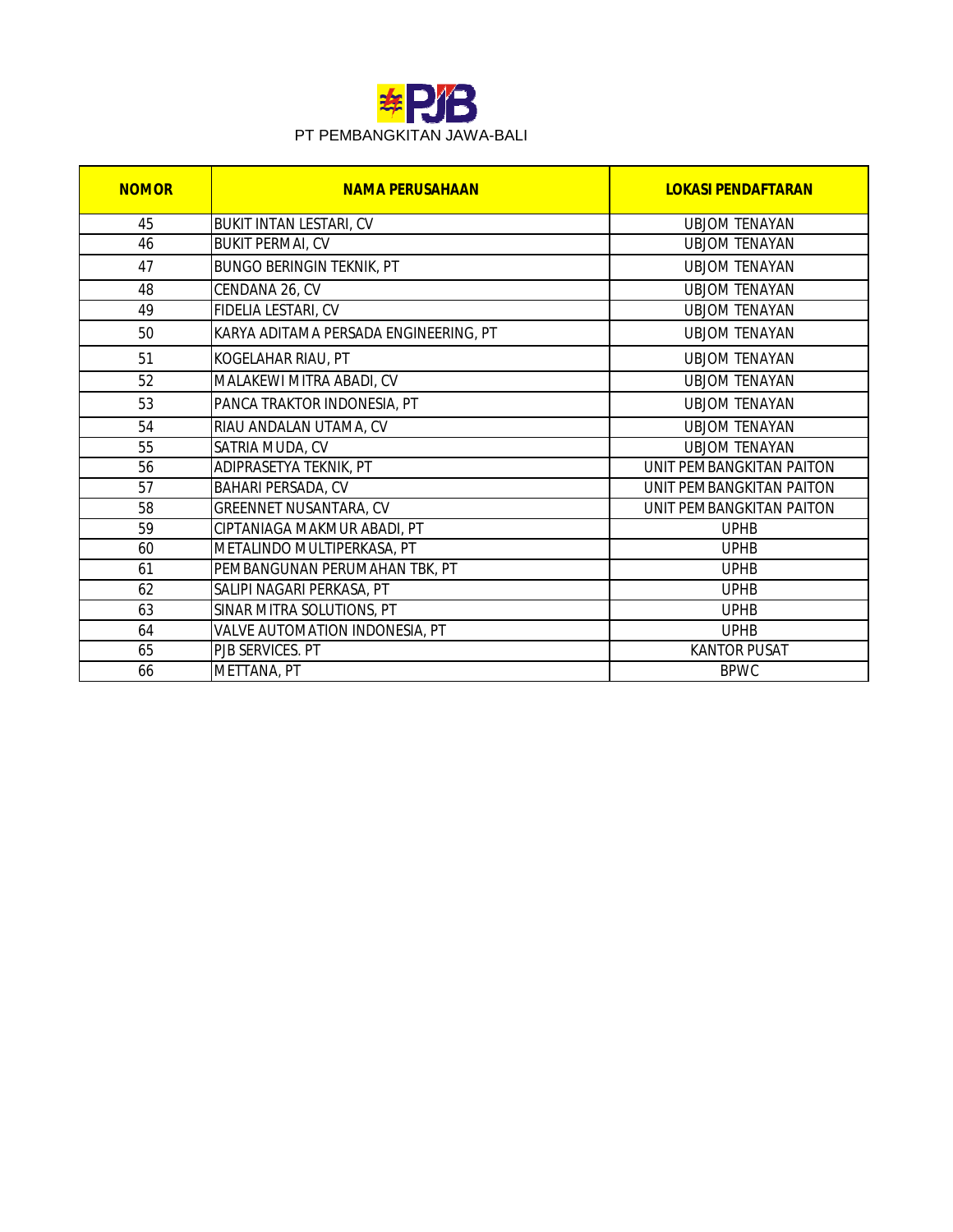PT PEMBANGKITAN JAWA-BALI

| NOMOR | NAMA PERUSAHAAN | LOKASI PENDAFTARAN |
|---|---|---|
| 45 | BUKIT INTAN LESTARI, CV | UBJOM TENAYAN |
| 46 | BUKIT PERMAI, CV | UBJOM TENAYAN |
| 47 | BUNGO BERINGIN TEKNIK, PT | UBJOM TENAYAN |
| 48 | CENDANA 26, CV | UBJOM TENAYAN |
| 49 | FIDELIA LESTARI, CV | UBJOM TENAYAN |
| 50 | KARYA ADITAMA PERSADA ENGINEERING, PT | UBJOM TENAYAN |
| 51 | KOGELAHAR RIAU, PT | UBJOM TENAYAN |
| 52 | MALAKEWI MITRA ABADI, CV | UBJOM TENAYAN |
| 53 | PANCA TRAKTOR INDONESIA, PT | UBJOM TENAYAN |
| 54 | RIAU ANDALAN UTAMA, CV | UBJOM TENAYAN |
| 55 | SATRIA MUDA, CV | UBJOM TENAYAN |
| 56 | ADIPRASETYA TEKNIK, PT | UNIT PEMBANGKITAN PAITON |
| 57 | BAHARI PERSADA, CV | UNIT PEMBANGKITAN PAITON |
| 58 | GREENNET NUSANTARA, CV | UNIT PEMBANGKITAN PAITON |
| 59 | CIPTANIAGA MAKMUR ABADI, PT | UPHB |
| 60 | METALINDO MULTIPERKASA, PT | UPHB |
| 61 | PEMBANGUNAN PERUMAHAN TBK, PT | UPHB |
| 62 | SALIPI NAGARI PERKASA, PT | UPHB |
| 63 | SINAR MITRA SOLUTIONS, PT | UPHB |
| 64 | VALVE AUTOMATION INDONESIA, PT | UPHB |
| 65 | PJB SERVICES. PT | KANTOR PUSAT |
| 66 | METTANA, PT | BPWC |